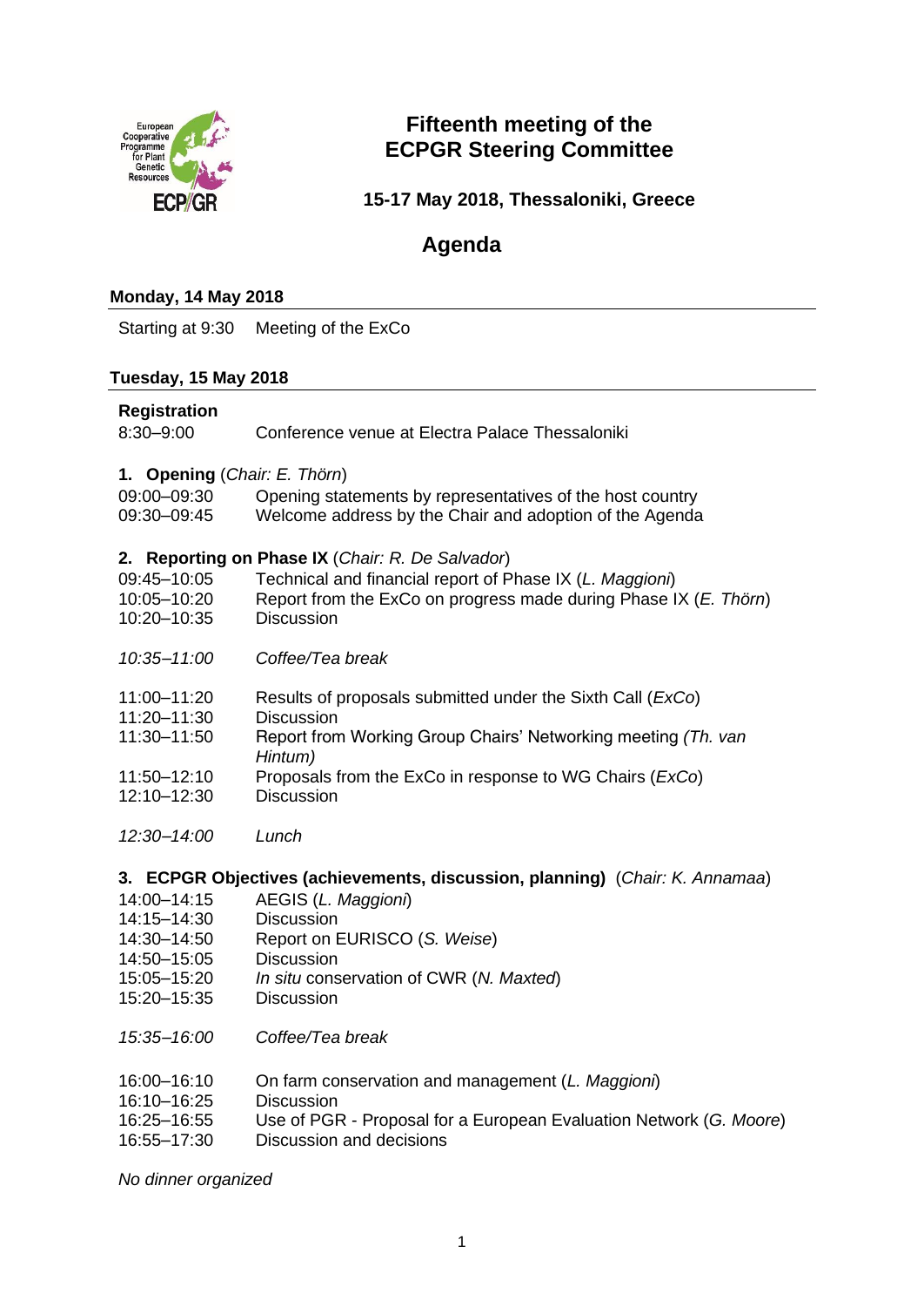# Fifteenth meeting of the ECPGR Steering Committee

## 15-17 May 2018, Thessaloniki, Greece

## Agenda

### Monday, 14 May 2018

| | |
|---|---|
| Starting at 9:30 | Meeting of the ExCo |

### Tuesday, 15 May 2018

**Registration**

| | |
|---|---|
| 8:30–9:00 | Conference venue at Electra Palace Thessaloniki |

**1. Opening** (*Chair: E. Thörn*)

| | |
|---|---|
| 09:00–09:30 | Opening statements by representatives of the host country |
| 09:30–09:45 | Welcome address by the Chair and adoption of the Agenda |

**2. Reporting on Phase IX** (*Chair: R. De Salvador*)

| | |
|---|---|
| 09:45–10:05 | Technical and financial report of Phase IX (*L. Maggioni*) |
| 10:05–10:20 | Report from the ExCo on progress made during Phase IX (*E. Thörn*) |
| 10:20–10:35 | Discussion |
| *10:35–11:00* | *Coffee/Tea break* |
| 11:00–11:20 | Results of proposals submitted under the Sixth Call (*ExCo*) |
| 11:20–11:30 | Discussion |
| 11:30–11:50 | Report from Working Group Chairs' Networking meeting *(Th. van Hintum)* |
| 11:50–12:10 | Proposals from the ExCo in response to WG Chairs (*ExCo*) |
| 12:10–12:30 | Discussion |
| *12:30–14:00* | *Lunch* |

**3. ECPGR Objectives (achievements, discussion, planning)** (*Chair: K. Annamaa*)

| | |
|---|---|
| 14:00–14:15 | AEGIS (*L. Maggioni*) |
| 14:15–14:30 | Discussion |
| 14:30–14:50 | Report on EURISCO (*S. Weise*) |
| 14:50–15:05 | Discussion |
| 15:05–15:20 | *In situ* conservation of CWR (*N. Maxted*) |
| 15:20–15:35 | Discussion |
| *15:35–16:00* | *Coffee/Tea break* |
| 16:00–16:10 | On farm conservation and management (*L. Maggioni*) |
| 16:10–16:25 | Discussion |
| 16:25–16:55 | Use of PGR - Proposal for a European Evaluation Network (*G. Moore*) |
| 16:55–17:30 | Discussion and decisions |

*No dinner organized*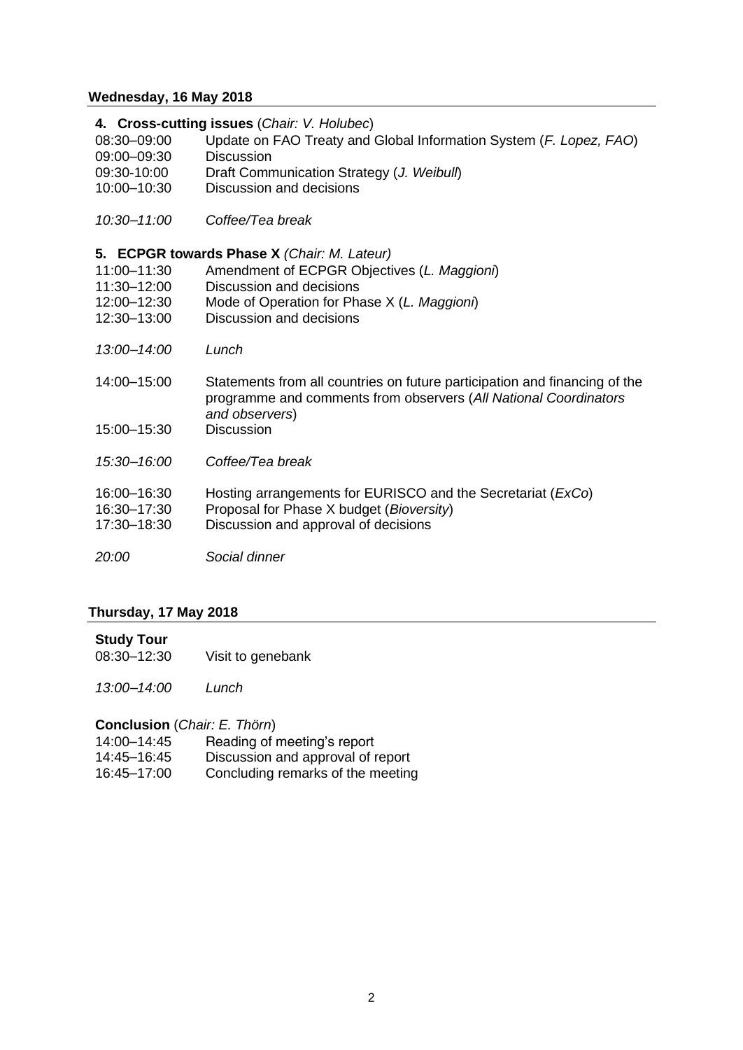## Wednesday, 16 May 2018

**4. Cross-cutting issues** (*Chair: V. Holubec*)

| | |
|---|---|
| 08:30–09:00 | Update on FAO Treaty and Global Information System (*F. Lopez, FAO*) |
| 09:00–09:30 | Discussion |
| 09:30-10:00 | Draft Communication Strategy (*J. Weibull*) |
| 10:00–10:30 | Discussion and decisions |
| *10:30–11:00* | *Coffee/Tea break* |

**5. ECPGR towards Phase X** *(Chair: M. Lateur)*

| | |
|---|---|
| 11:00–11:30 | Amendment of ECPGR Objectives (*L. Maggioni*) |
| 11:30–12:00 | Discussion and decisions |
| 12:00–12:30 | Mode of Operation for Phase X (*L. Maggioni*) |
| 12:30–13:00 | Discussion and decisions |
| *13:00–14:00* | *Lunch* |
| 14:00–15:00 | Statements from all countries on future participation and financing of the programme and comments from observers (*All National Coordinators and observers*) |
| 15:00–15:30 | Discussion |
| *15:30–16:00* | *Coffee/Tea break* |
| 16:00–16:30 | Hosting arrangements for EURISCO and the Secretariat (*ExCo*) |
| 16:30–17:30 | Proposal for Phase X budget (*Bioversity*) |
| 17:30–18:30 | Discussion and approval of decisions |
| *20:00* | *Social dinner* |

## Thursday, 17 May 2018

**Study Tour**

| | |
|---|---|
| 08:30–12:30 | Visit to genebank |
| *13:00–14:00* | *Lunch* |

**Conclusion** (*Chair: E. Thörn*)

| | |
|---|---|
| 14:00–14:45 | Reading of meeting's report |
| 14:45–16:45 | Discussion and approval of report |
| 16:45–17:00 | Concluding remarks of the meeting |